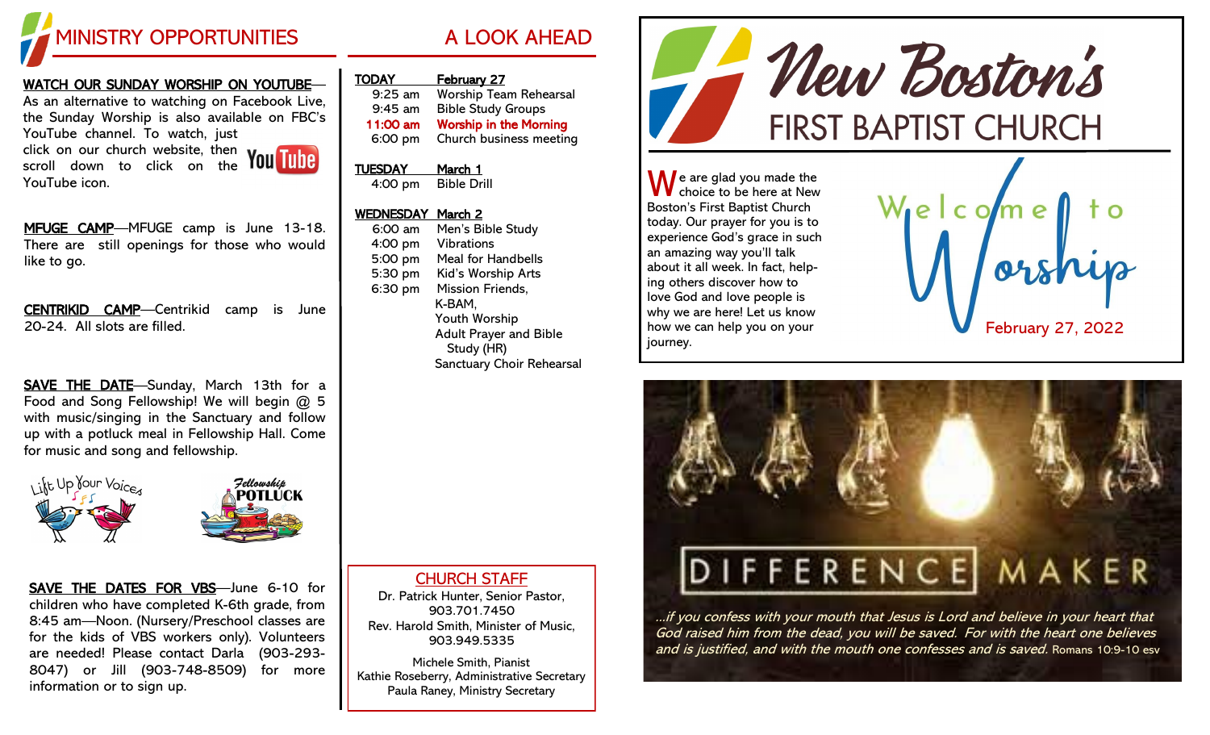# MINISTRY OPPORTUNITIES

**WATCH OUR SUNDAY WORSHIP ON YOUTUBE**—As an alternative to watching on Facebook Live, the Sunday Worship is also available on FBC's YouTube channel. To watch, just click on our church website, then scroll down to click on the YouTube icon.

**MFUGE CAMP**—MFUGE camp is June 13-18. There are still openings for those who would like to go.

**CENTRIKID CAMP**—Centrikid camp is June 20-24. All slots are filled.

**SAVE THE DATE**—Sunday, March 13th for a Food and Song Fellowship! We will begin @ 5 with music/singing in the Sanctuary and follow up with a potluck meal in Fellowship Hall. Come for music and song and fellowship.

Lift Up Your Voices

Fellowship POTLUCK

**SAVE THE DATES FOR VBS**—June 6-10 for children who have completed K-6th grade, from 8:45 am—Noon. (Nursery/Preschool classes are for the kids of VBS workers only). Volunteers are needed! Please contact Darla (903-293-8047) or Jill (903-748-8509) for more information or to sign up.

# A LOOK AHEAD

**TODAY — February 27**

- 9:25 am — Worship Team Rehearsal
- 9:45 am — Bible Study Groups
- **11:00 am — Worship in the Morning**
- 6:00 pm — Church business meeting

**TUESDAY — March 1**

- 4:00 pm — Bible Drill

**WEDNESDAY — March 2**

- 6:00 am — Men's Bible Study
- 4:00 pm — Vibrations
- 5:00 pm — Meal for Handbells
- 5:30 pm — Kid's Worship Arts
- 6:30 pm — Mission Friends, K-BAM, Youth Worship, Adult Prayer and Bible Study (HR), Sanctuary Choir Rehearsal

## CHURCH STAFF

Dr. Patrick Hunter, Senior Pastor, 903.701.7450
Rev. Harold Smith, Minister of Music, 903.949.5335

Michele Smith, Pianist
Kathie Roseberry, Administrative Secretary
Paula Raney, Ministry Secretary

# New Boston's FIRST BAPTIST CHURCH

We are glad you made the choice to be here at New Boston's First Baptist Church today. Our prayer for you is to experience God's grace in such an amazing way you'll talk about it all week. In fact, helping others discover how to love God and love people is why we are here! Let us know how we can help you on your journey.

## Welcome to Worship

February 27, 2022

## DIFFERENCE MAKER

*...if you confess with your mouth that Jesus is Lord and believe in your heart that God raised him from the dead, you will be saved. For with the heart one believes and is justified, and with the mouth one confesses and is saved.* Romans 10:9-10 esv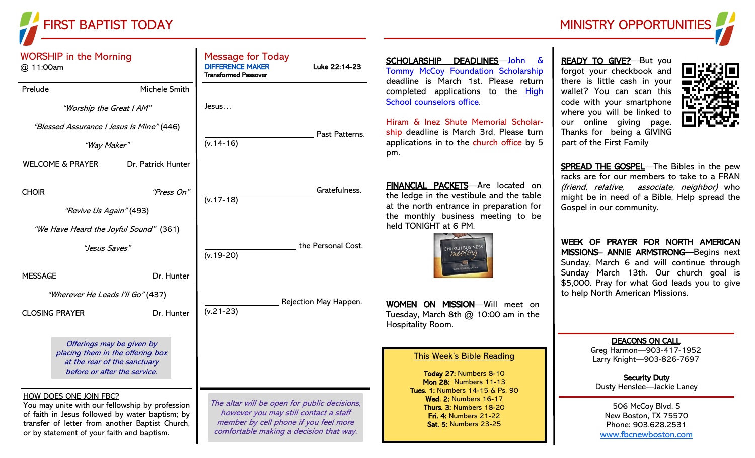# FIRST BAPTIST TODAY

## WORSHIP in the Morning

@ 11:00am

Prelude — Michele Smith

*"Worship the Great I AM"*

*"Blessed Assurance ! Jesus Is Mine"* (446)

*"Way Maker"*

WELCOME & PRAYER — Dr. Patrick Hunter

CHOIR — *"Press On"*

*"Revive Us Again"* (493)

*"We Have Heard the Joyful Sound"* (361)

*"Jesus Saves"*

MESSAGE — Dr. Hunter

*"Wherever He Leads I'll Go"* (437)

CLOSING PRAYER — Dr. Hunter

*Offerings may be given by placing them in the offering box at the rear of the sanctuary before or after the service.*

**HOW DOES ONE JOIN FBC?**

You may unite with our fellowship by profession of faith in Jesus followed by water baptism; by transfer of letter from another Baptist Church, or by statement of your faith and baptism.

## Message for Today

**DIFFERENCE MAKER** — **Luke 22:14-23**

**Transformed Passover**

Jesus…

____________________ Past Patterns.
(v.14-16)

____________________ Gratefulness.
(v.17-18)

____________________ the Personal Cost.
(v.19-20)

____________________ Rejection May Happen.
(v.21-23)

*The altar will be open for public decisions, however you may still contact a staff member by cell phone if you feel more comfortable making a decision that way.*

# MINISTRY OPPORTUNITIES

**SCHOLARSHIP DEADLINES**—John & Tommy McCoy Foundation Scholarship deadline is March 1st. Please return completed applications to the High School counselors office.

Hiram & Inez Shute Memorial Scholarship deadline is March 3rd. Please turn applications in to the church office by 5 pm.

**FINANCIAL PACKETS**—Are located on the ledge in the vestibule and the table at the north entrance in preparation for the monthly business meeting to be held TONIGHT at 6 PM.

**WOMEN ON MISSION**—Will meet on Tuesday, March 8th @ 10:00 am in the Hospitality Room.

**This Week's Bible Reading**

**Today 27:** Numbers 8-10
**Mon 28:** Numbers 11-13
**Tues. 1:** Numbers 14-15 & Ps. 90
**Wed. 2:** Numbers 16-17
**Thurs. 3:** Numbers 18-20
**Fri. 4:** Numbers 21-22
**Sat. 5:** Numbers 23-25

**READY TO GIVE?**—But you forgot your checkbook and there is little cash in your wallet? You can scan this code with your smartphone where you will be linked to our online giving page. Thanks for being a GIVING part of the First Family

**SPREAD THE GOSPEL**—The Bibles in the pew racks are for our members to take to a FRAN *(friend, relative, associate, neighbor)* who might be in need of a Bible. Help spread the Gospel in our community.

**WEEK OF PRAYER FOR NORTH AMERICAN MISSIONS– ANNIE ARMSTRONG**—Begins next Sunday, March 6 and will continue through Sunday March 13th. Our church goal is $5,000. Pray for what God leads you to give to help North American Missions.

**DEACONS ON CALL**

Greg Harmon—903-417-1952
Larry Knight—903-826-7697

**Security Duty**

Dusty Henslee—Jackie Laney

506 McCoy Blvd. S
New Boston, TX 75570
Phone: 903.628.2531
www.fbcnewboston.com